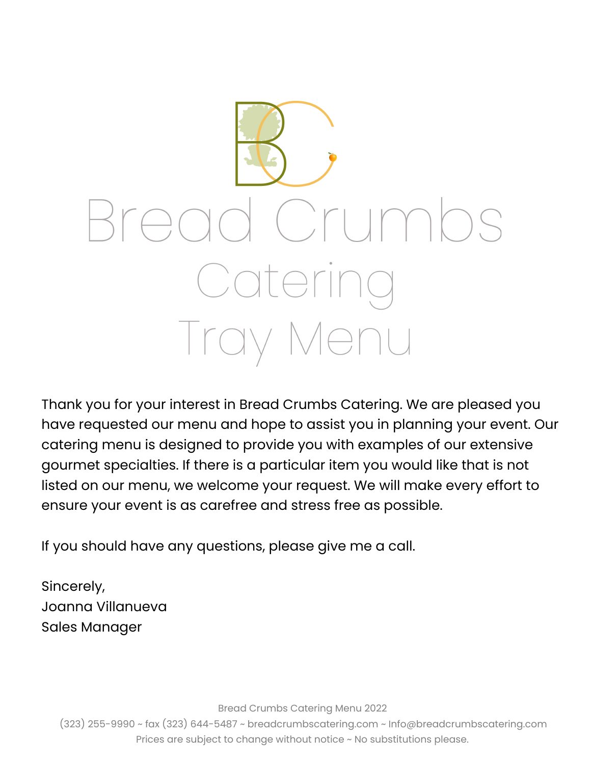# Bread Crumbs Catering

## Tray Menu

Thank you for your interest in Bread Crumbs Catering. We are pleased you have requested our menu and hope to assist you in planning your event. Our catering menu is designed to provide you with examples of our extensive gourmet specialties. If there is a particular item you would like that is not listed on our menu, we welcome your request. We will make every effort to ensure your event is as carefree and stress free as possible.

If you should have any questions, please give me a call.

Sincerely,
Joanna Villanueva
Sales Manager

Bread Crumbs Catering Menu 2022
(323) 255-9990 ~ fax (323) 644-5487 ~ breadcrumbscatering.com ~ Info@breadcrumbscatering.com
Prices are subject to change without notice ~ No substitutions please.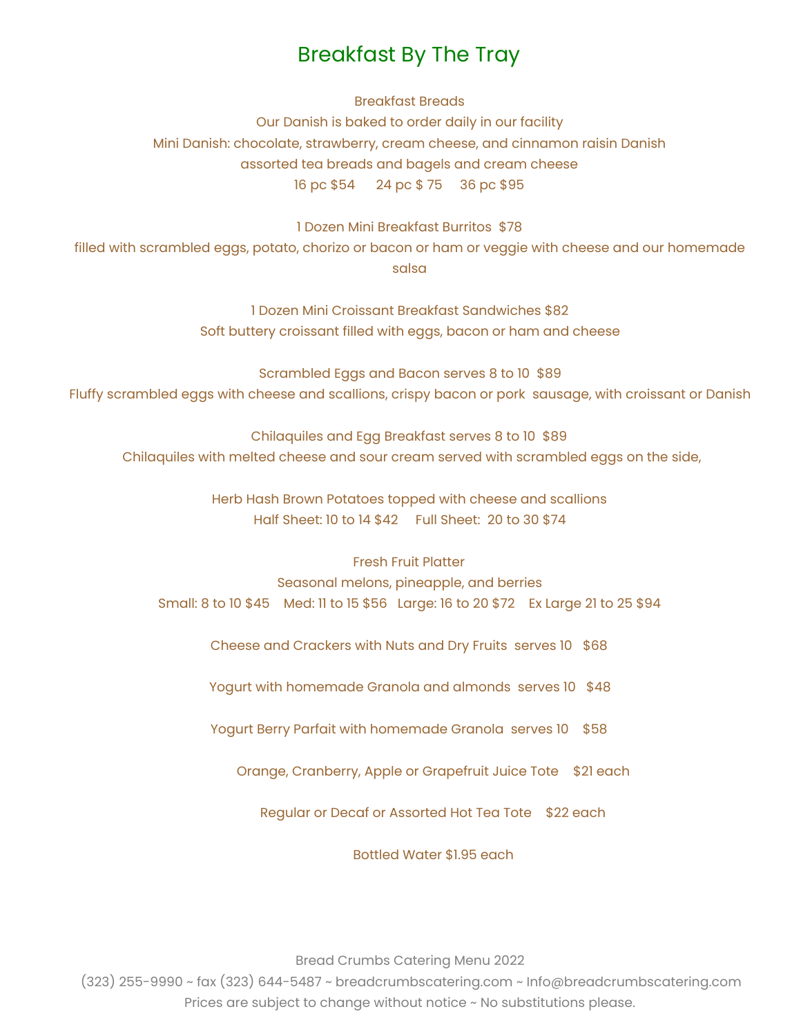# Breakfast By The Tray

Breakfast Breads

Our Danish is baked to order daily in our facility

Mini Danish: chocolate, strawberry, cream cheese, and cinnamon raisin Danish

assorted tea breads and bagels and cream cheese

16 pc $54      24 pc $ 75     36 pc $95

1 Dozen Mini Breakfast Burritos  $78

filled with scrambled eggs, potato, chorizo or bacon or ham or veggie with cheese and our homemade salsa

1 Dozen Mini Croissant Breakfast Sandwiches $82

Soft buttery croissant filled with eggs, bacon or ham and cheese

Scrambled Eggs and Bacon serves 8 to 10  $89

Fluffy scrambled eggs with cheese and scallions, crispy bacon or pork  sausage, with croissant or Danish

Chilaquiles and Egg Breakfast serves 8 to 10  $89

Chilaquiles with melted cheese and sour cream served with scrambled eggs on the side,

Herb Hash Brown Potatoes topped with cheese and scallions

Half Sheet: 10 to 14 $42     Full Sheet:  20 to 30 $74

Fresh Fruit Platter

Seasonal melons, pineapple, and berries

Small: 8 to 10 $45    Med: 11 to 15 $56   Large: 16 to 20 $72    Ex Large 21 to 25 $94

Cheese and Crackers with Nuts and Dry Fruits  serves 10   $68

Yogurt with homemade Granola and almonds  serves 10   $48

Yogurt Berry Parfait with homemade Granola  serves 10    $58

Orange, Cranberry, Apple or Grapefruit Juice Tote    $21 each

Regular or Decaf or Assorted Hot Tea Tote    $22 each

Bottled Water $1.95 each

Bread Crumbs Catering Menu 2022

(323) 255-9990 ~ fax (323) 644-5487 ~ breadcrumbscatering.com ~ Info@breadcrumbscatering.com

Prices are subject to change without notice ~ No substitutions please.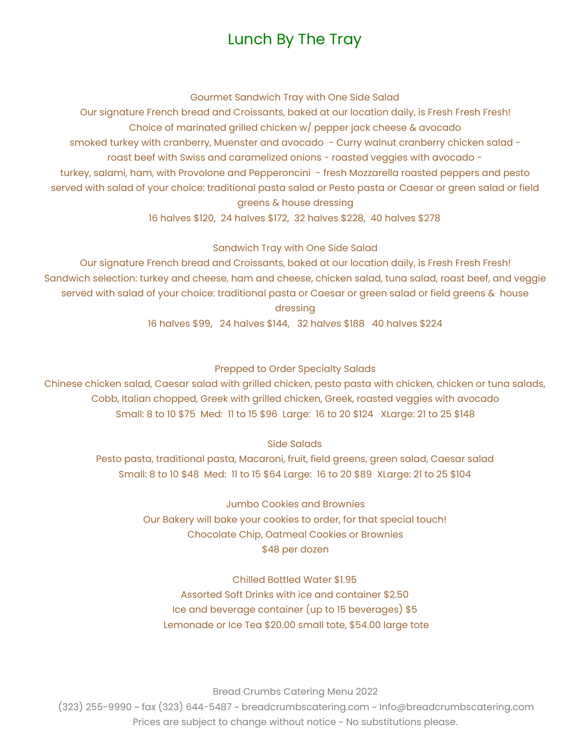# Lunch By The Tray

### Gourmet Sandwich Tray with One Side Salad

Our signature French bread and Croissants, baked at our location daily, is Fresh Fresh Fresh!

Choice of marinated grilled chicken w/ pepper jack cheese & avocado

smoked turkey with cranberry, Muenster and avocado - Curry walnut cranberry chicken salad -

roast beef with Swiss and caramelized onions - roasted veggies with avocado -

turkey, salami, ham, with Provolone and Pepperoncini - fresh Mozzarella roasted peppers and pesto

served with salad of your choice: traditional pasta salad or Pesto pasta or Caesar or green salad or field greens & house dressing

16 halves $120, 24 halves $172, 32 halves $228, 40 halves $278

### Sandwich Tray with One Side Salad

Our signature French bread and Croissants, baked at our location daily, is Fresh Fresh Fresh!

Sandwich selection: turkey and cheese, ham and cheese, chicken salad, tuna salad, roast beef, and veggie

served with salad of your choice: traditional pasta or Caesar or green salad or field greens & house dressing

16 halves $99, 24 halves $144, 32 halves $188 40 halves $224

### Prepped to Order Specialty Salads

Chinese chicken salad, Caesar salad with grilled chicken, pesto pasta with chicken, chicken or tuna salads, Cobb, Italian chopped, Greek with grilled chicken, Greek, roasted veggies with avocado

Small: 8 to 10 $75 Med: 11 to 15 $96 Large: 16 to 20 $124 XLarge: 21 to 25 $148

### Side Salads

Pesto pasta, traditional pasta, Macaroni, fruit, field greens, green salad, Caesar salad

Small: 8 to 10 $48 Med: 11 to 15 $64 Large: 16 to 20 $89 XLarge: 21 to 25 $104

### Jumbo Cookies and Brownies

Our Bakery will bake your cookies to order, for that special touch!

Chocolate Chip, Oatmeal Cookies or Brownies

$48 per dozen

Chilled Bottled Water $1.95

Assorted Soft Drinks with ice and container $2.50

Ice and beverage container (up to 15 beverages) $5

Lemonade or Ice Tea $20.00 small tote, $54.00 large tote

Bread Crumbs Catering Menu 2022

(323) 255-9990 ~ fax (323) 644-5487 ~ breadcrumbscatering.com ~ Info@breadcrumbscatering.com

Prices are subject to change without notice ~ No substitutions please.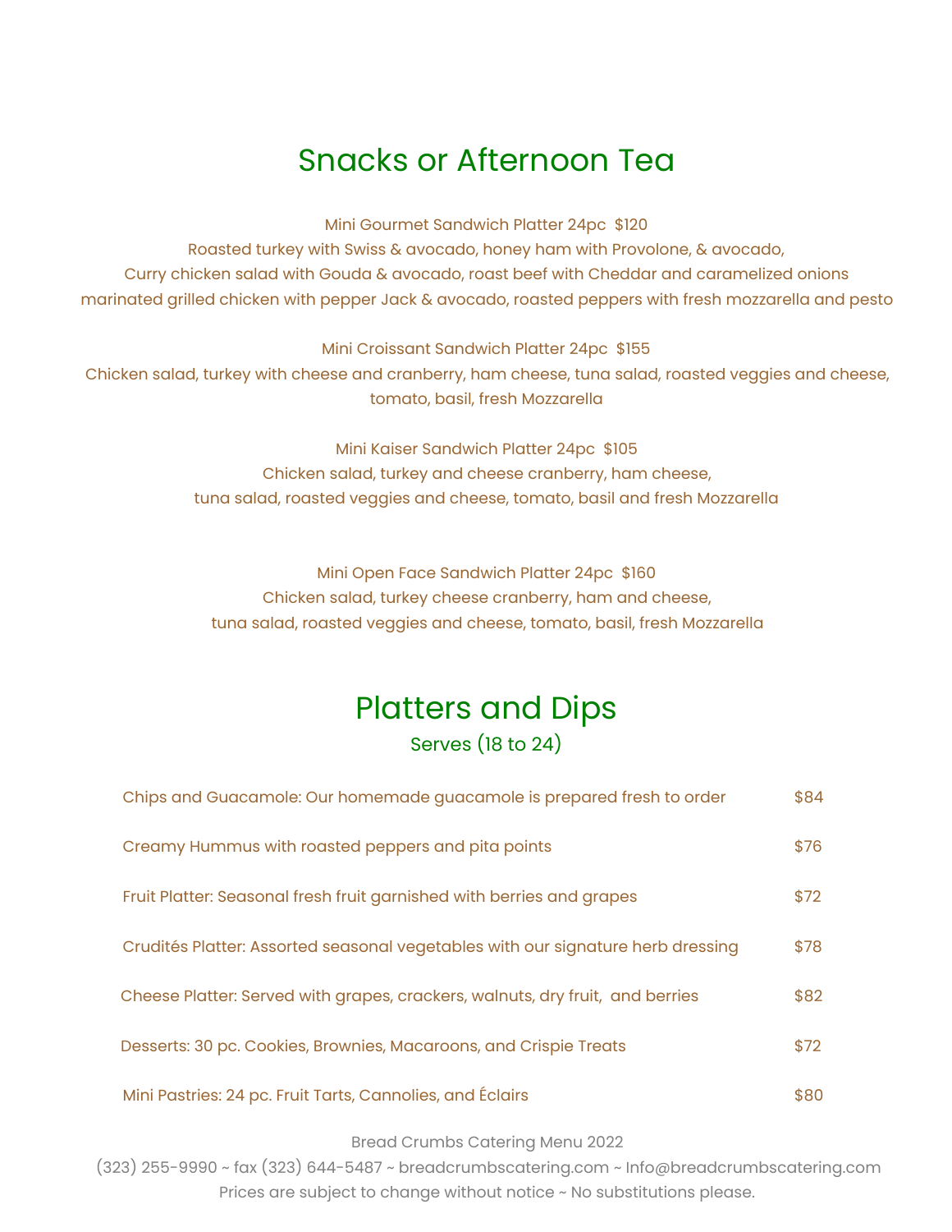## Snacks or Afternoon Tea

Mini Gourmet Sandwich Platter 24pc  $120
Roasted turkey with Swiss & avocado, honey ham with Provolone, & avocado,
Curry chicken salad with Gouda & avocado, roast beef with Cheddar and caramelized onions
marinated grilled chicken with pepper Jack & avocado, roasted peppers with fresh mozzarella and pesto

Mini Croissant Sandwich Platter 24pc  $155
Chicken salad, turkey with cheese and cranberry, ham cheese, tuna salad, roasted veggies and cheese,
tomato, basil, fresh Mozzarella

Mini Kaiser Sandwich Platter 24pc  $105
Chicken salad, turkey and cheese cranberry, ham cheese,
tuna salad, roasted veggies and cheese, tomato, basil and fresh Mozzarella

Mini Open Face Sandwich Platter 24pc  $160
Chicken salad, turkey cheese cranberry, ham and cheese,
tuna salad, roasted veggies and cheese, tomato, basil, fresh Mozzarella

## Platters and Dips

Serves (18 to 24)

| Item | Price |
|---|---|
| Chips and Guacamole: Our homemade guacamole is prepared fresh to order | $84 |
| Creamy Hummus with roasted peppers and pita points | $76 |
| Fruit Platter: Seasonal fresh fruit garnished with berries and grapes | $72 |
| Crudités Platter: Assorted seasonal vegetables with our signature herb dressing | $78 |
| Cheese Platter: Served with grapes, crackers, walnuts, dry fruit, and berries | $82 |
| Desserts: 30 pc. Cookies, Brownies, Macaroons, and Crispie Treats | $72 |
| Mini Pastries: 24 pc. Fruit Tarts, Cannolies, and Éclairs | $80 |

Bread Crumbs Catering Menu 2022
(323) 255-9990 ~ fax (323) 644-5487 ~ breadcrumbscatering.com ~ Info@breadcrumbscatering.com
Prices are subject to change without notice ~ No substitutions please.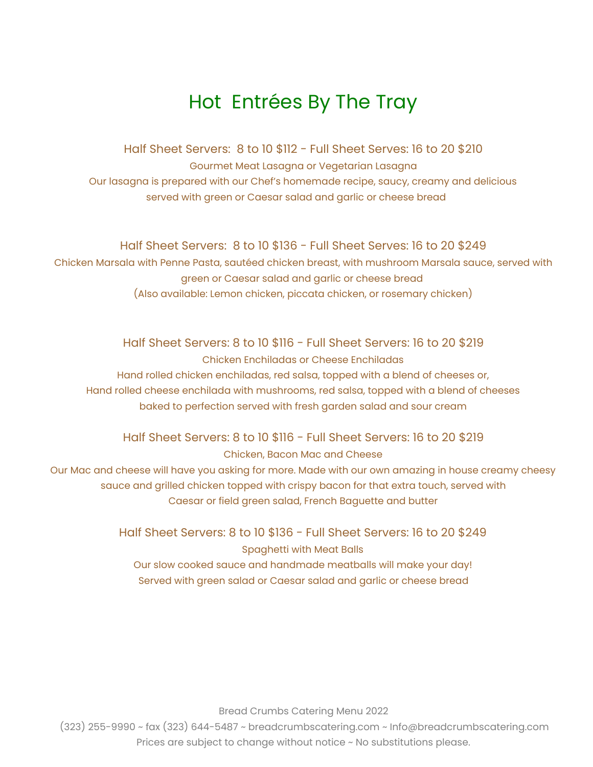# Hot Entrées By The Tray

### Half Sheet Servers: 8 to 10 $112 - Full Sheet Serves: 16 to 20 $210

Gourmet Meat Lasagna or Vegetarian Lasagna

Our lasagna is prepared with our Chef's homemade recipe, saucy, creamy and delicious served with green or Caesar salad and garlic or cheese bread

### Half Sheet Servers: 8 to 10 $136 - Full Sheet Serves: 16 to 20 $249

Chicken Marsala with Penne Pasta, sautéed chicken breast, with mushroom Marsala sauce, served with green or Caesar salad and garlic or cheese bread

(Also available: Lemon chicken, piccata chicken, or rosemary chicken)

### Half Sheet Servers: 8 to 10 $116 - Full Sheet Servers: 16 to 20 $219

Chicken Enchiladas or Cheese Enchiladas

Hand rolled chicken enchiladas, red salsa, topped with a blend of cheeses or,
Hand rolled cheese enchilada with mushrooms, red salsa, topped with a blend of cheeses baked to perfection served with fresh garden salad and sour cream

### Half Sheet Servers: 8 to 10 $116 - Full Sheet Servers: 16 to 20 $219

Chicken, Bacon Mac and Cheese

Our Mac and cheese will have you asking for more. Made with our own amazing in house creamy cheesy sauce and grilled chicken topped with crispy bacon for that extra touch, served with Caesar or field green salad, French Baguette and butter

### Half Sheet Servers: 8 to 10 $136 - Full Sheet Servers: 16 to 20 $249

Spaghetti with Meat Balls

Our slow cooked sauce and handmade meatballs will make your day!
Served with green salad or Caesar salad and garlic or cheese bread